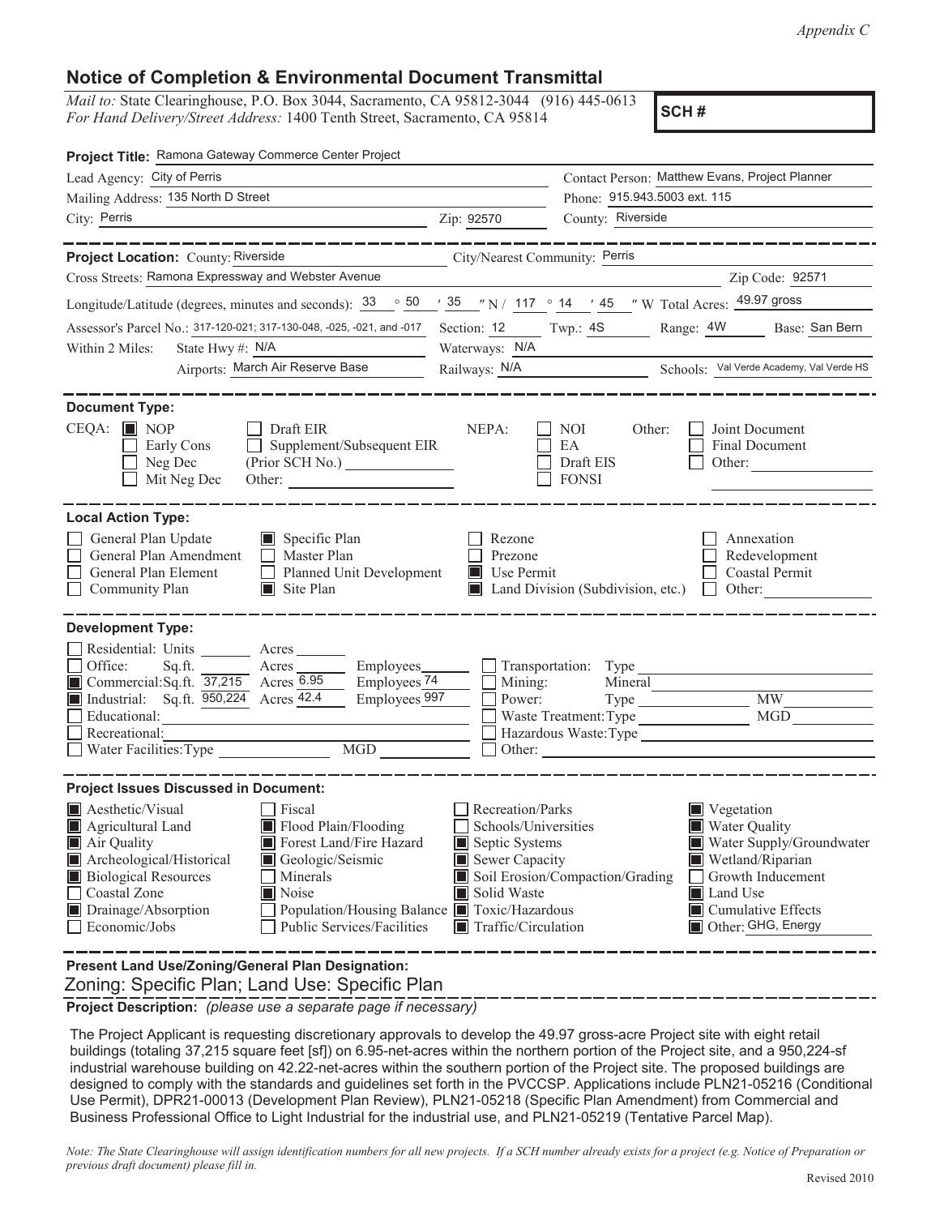*Appendix C*

# Notice of Completion & Environmental Document Transmittal

*Mail to:* State Clearinghouse, P.O. Box 3044, Sacramento, CA 95812-3044 (916) 445-0613
*For Hand Delivery/Street Address:* 1400 Tenth Street, Sacramento, CA 95814

**SCH #**

**Project Title:** Ramona Gateway Commerce Center Project

Lead Agency: City of Perris
Contact Person: Matthew Evans, Project Planner
Mailing Address: 135 North D Street
Phone: 915.943.5003 ext. 115
City: Perris
Zip: 92570
County: Riverside

**Project Location:** County: Riverside
City/Nearest Community: Perris
Cross Streets: Ramona Expressway and Webster Avenue
Zip Code: 92571
Longitude/Latitude (degrees, minutes and seconds): 33 ° 50 ′ 35 ″ N / 117 ° 14 ′ 45 ″ W Total Acres: 49.97 gross
Assessor's Parcel No.: 317-120-021; 317-130-048, -025, -021, and -017 Section: 12 Twp.: 4S Range: 4W Base: San Bern
Within 2 Miles: State Hwy #: N/A Waterways: N/A
Airports: March Air Reserve Base Railways: N/A Schools: Val Verde Academy, Val Verde HS

**Document Type:**

CEQA: ■ NOP ☐ Draft EIR ☐ Early Cons ☐ Supplement/Subsequent EIR ☐ Neg Dec (Prior SCH No.) ☐ Mit Neg Dec Other:
NEPA: ☐ NOI ☐ EA ☐ Draft EIS ☐ FONSI
Other: ☐ Joint Document ☐ Final Document ☐ Other:

**Local Action Type:**

☐ General Plan Update ☐ General Plan Amendment ☐ General Plan Element ☐ Community Plan
■ Specific Plan ☐ Master Plan ☐ Planned Unit Development ■ Site Plan
☐ Rezone ☐ Prezone ■ Use Permit ■ Land Division (Subdivision, etc.)
☐ Annexation ☐ Redevelopment ☐ Coastal Permit ☐ Other:

**Development Type:**

☐ Residential: Units Acres
☐ Office: Sq.ft. Acres Employees
■ Commercial: Sq.ft. 37,215 Acres 6.95 Employees 74
■ Industrial: Sq.ft. 950,224 Acres 42.4 Employees 997
☐ Educational:
☐ Recreational:
☐ Water Facilities: Type MGD
☐ Transportation: Type
☐ Mining: Mineral
☐ Power: Type MW
☐ Waste Treatment: Type MGD
☐ Hazardous Waste: Type
☐ Other:

**Project Issues Discussed in Document:**

■ Aesthetic/Visual ■ Agricultural Land ■ Air Quality ■ Archeological/Historical ■ Biological Resources ☐ Coastal Zone ■ Drainage/Absorption ☐ Economic/Jobs
☐ Fiscal ■ Flood Plain/Flooding ■ Forest Land/Fire Hazard ■ Geologic/Seismic ☐ Minerals ■ Noise ☐ Population/Housing Balance ☐ Public Services/Facilities
☐ Recreation/Parks ☐ Schools/Universities ■ Septic Systems ■ Sewer Capacity ■ Soil Erosion/Compaction/Grading ■ Solid Waste ■ Toxic/Hazardous ■ Traffic/Circulation
■ Vegetation ■ Water Quality ■ Water Supply/Groundwater ■ Wetland/Riparian ☐ Growth Inducement ■ Land Use ■ Cumulative Effects ■ Other: GHG, Energy

**Present Land Use/Zoning/General Plan Designation:**
Zoning: Specific Plan; Land Use: Specific Plan

**Project Description:** *(please use a separate page if necessary)*

The Project Applicant is requesting discretionary approvals to develop the 49.97 gross-acre Project site with eight retail buildings (totaling 37,215 square feet [sf]) on 6.95-net-acres within the northern portion of the Project site, and a 950,224-sf industrial warehouse building on 42.22-net-acres within the southern portion of the Project site. The proposed buildings are designed to comply with the standards and guidelines set forth in the PVCCSP. Applications include PLN21-05216 (Conditional Use Permit), DPR21-00013 (Development Plan Review), PLN21-05218 (Specific Plan Amendment) from Commercial and Business Professional Office to Light Industrial for the industrial use, and PLN21-05219 (Tentative Parcel Map).

*Note: The State Clearinghouse will assign identification numbers for all new projects. If a SCH number already exists for a project (e.g. Notice of Preparation or previous draft document) please fill in.*

Revised 2010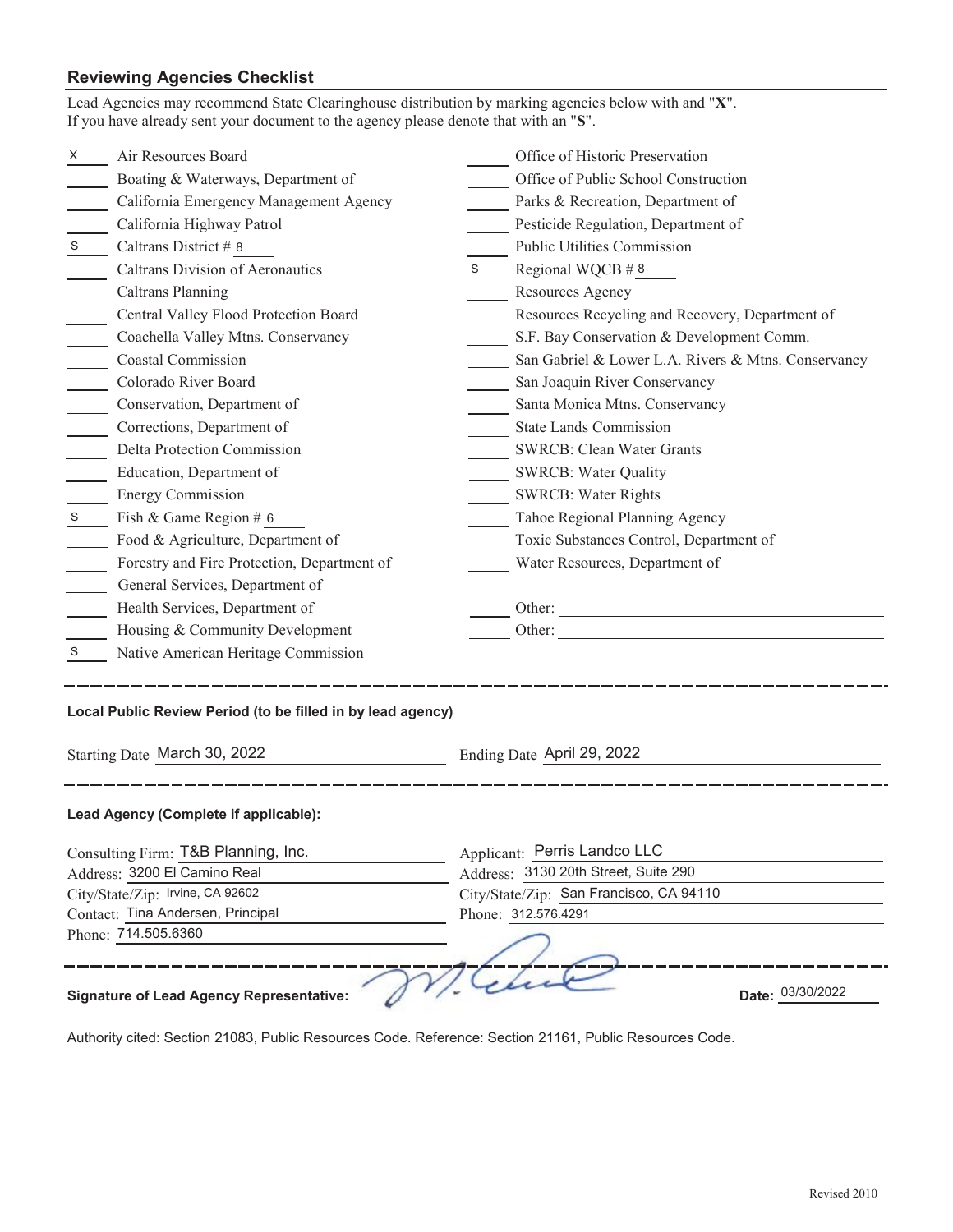## Reviewing Agencies Checklist

Lead Agencies may recommend State Clearinghouse distribution by marking agencies below with and "**X**".
If you have already sent your document to the agency please denote that with an "**S**".

| | | | |
|---|---|---|---|
| X | Air Resources Board | | Office of Historic Preservation |
| | Boating & Waterways, Department of | | Office of Public School Construction |
| | California Emergency Management Agency | | Parks & Recreation, Department of |
| | California Highway Patrol | | Pesticide Regulation, Department of |
| S | Caltrans District # 8 | | Public Utilities Commission |
| | Caltrans Division of Aeronautics | S | Regional WQCB # 8 |
| | Caltrans Planning | | Resources Agency |
| | Central Valley Flood Protection Board | | Resources Recycling and Recovery, Department of |
| | Coachella Valley Mtns. Conservancy | | S.F. Bay Conservation & Development Comm. |
| | Coastal Commission | | San Gabriel & Lower L.A. Rivers & Mtns. Conservancy |
| | Colorado River Board | | San Joaquin River Conservancy |
| | Conservation, Department of | | Santa Monica Mtns. Conservancy |
| | Corrections, Department of | | State Lands Commission |
| | Delta Protection Commission | | SWRCB: Clean Water Grants |
| | Education, Department of | | SWRCB: Water Quality |
| | Energy Commission | | SWRCB: Water Rights |
| S | Fish & Game Region # 6 | | Tahoe Regional Planning Agency |
| | Food & Agriculture, Department of | | Toxic Substances Control, Department of |
| | Forestry and Fire Protection, Department of | | Water Resources, Department of |
| | General Services, Department of | | |
| | Health Services, Department of | | Other: |
| | Housing & Community Development | | Other: |
| S | Native American Heritage Commission | | |

**Local Public Review Period (to be filled in by lead agency)**

Starting Date March 30, 2022 Ending Date April 29, 2022

**Lead Agency (Complete if applicable):**

Consulting Firm: T&B Planning, Inc.
Address: 3200 El Camino Real
City/State/Zip: Irvine, CA 92602
Contact: Tina Andersen, Principal
Phone: 714.505.6360

Applicant: Perris Landco LLC
Address: 3130 20th Street, Suite 290
City/State/Zip: San Francisco, CA 94110
Phone: 312.576.4291

**Signature of Lead Agency Representative:** **Date:** 03/30/2022

Authority cited: Section 21083, Public Resources Code. Reference: Section 21161, Public Resources Code.

Revised 2010